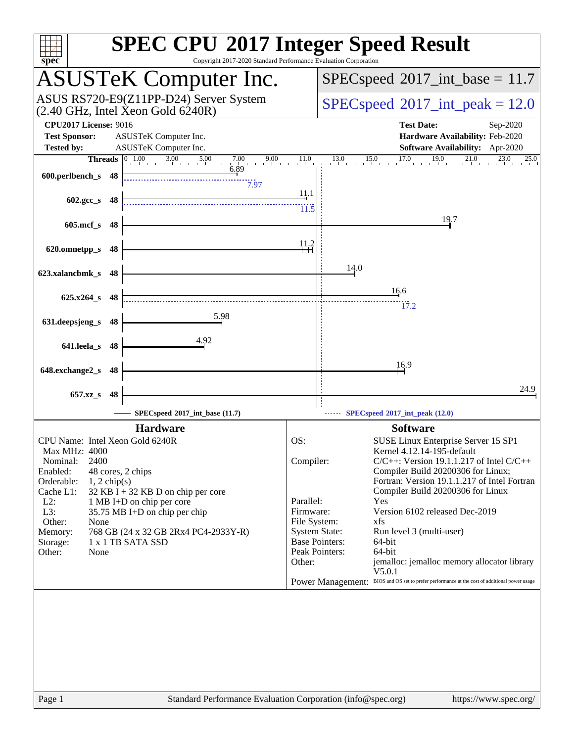# SPEC CPU 2017 Integer Speed Result

Copyright 2017-2020 Standard Performance Evaluation Corporation

## ASUSTeK Computer Inc.

ASUS RS720-E9(Z11PP-D24) Server System (2.40 GHz, Intel Xeon Gold 6240R)

SPECspeed 2017_int_base = 11.7

SPECspeed 2017_int_peak = 12.0

**CPU2017 License:** 9016
**Test Sponsor:** ASUSTeK Computer Inc.
**Tested by:** ASUSTeK Computer Inc.

**Test Date:** Sep-2020
**Hardware Availability:** Feb-2020
**Software Availability:** Apr-2020

| Benchmark | Threads | Base | Peak |
|---|---|---|---|
| 600.perlbench_s | 48 | 6.89 | 7.97 |
| 602.gcc_s | 48 | 11.1 | 11.5 |
| 605.mcf_s | 48 | 19.7 | |
| 620.omnetpp_s | 48 | 11.2 | |
| 623.xalancbmk_s | 48 | 14.0 | |
| 625.x264_s | 48 | 16.6 | 17.2 |
| 631.deepsjeng_s | 48 | 5.98 | |
| 641.leela_s | 48 | 4.92 | |
| 648.exchange2_s | 48 | 16.9 | |
| 657.xz_s | 48 | 24.9 | |

SPECspeed 2017_int_base (11.7)

SPECspeed 2017_int_peak (12.0)

### Hardware

| | |
|---|---|
| CPU Name: | Intel Xeon Gold 6240R |
| Max MHz: | 4000 |
| Nominal: | 2400 |
| Enabled: | 48 cores, 2 chips |
| Orderable: | 1, 2 chip(s) |
| Cache L1: | 32 KB I + 32 KB D on chip per core |
| L2: | 1 MB I+D on chip per core |
| L3: | 35.75 MB I+D on chip per chip |
| Other: | None |
| Memory: | 768 GB (24 x 32 GB 2Rx4 PC4-2933Y-R) |
| Storage: | 1 x 1 TB SATA SSD |
| Other: | None |

### Software

| | |
|---|---|
| OS: | SUSE Linux Enterprise Server 15 SP1 Kernel 4.12.14-195-default |
| Compiler: | C/C++: Version 19.1.1.217 of Intel C/C++ Compiler Build 20200306 for Linux; Fortran: Version 19.1.1.217 of Intel Fortran Compiler Build 20200306 for Linux |
| Parallel: | Yes |
| Firmware: | Version 6102 released Dec-2019 |
| File System: | xfs |
| System State: | Run level 3 (multi-user) |
| Base Pointers: | 64-bit |
| Peak Pointers: | 64-bit |
| Other: | jemalloc: jemalloc memory allocator library V5.0.1 |
| Power Management: | BIOS and OS set to prefer performance at the cost of additional power usage |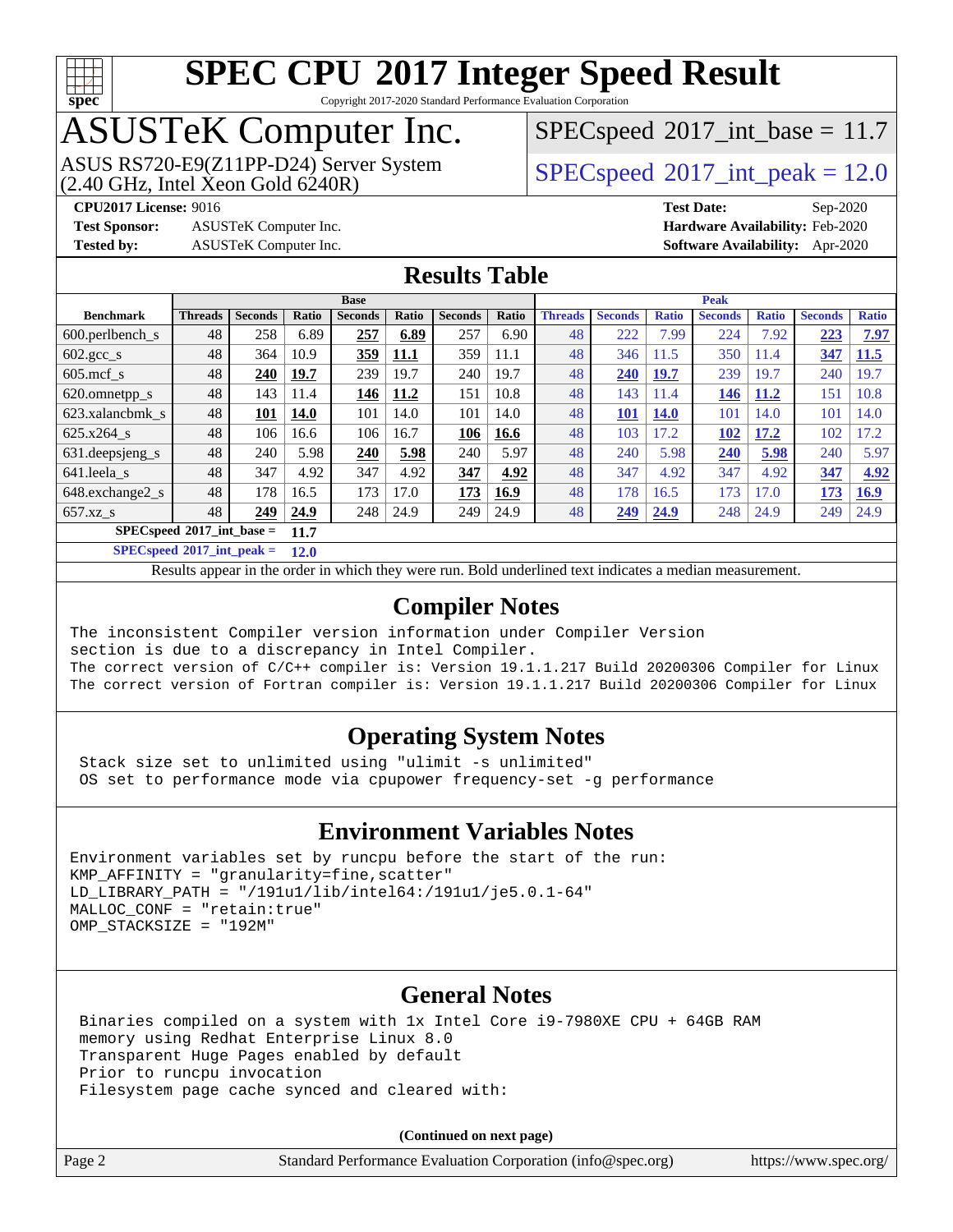# SPEC CPU 2017 Integer Speed Result

Copyright 2017-2020 Standard Performance Evaluation Corporation

# ASUSTeK Computer Inc.

ASUS RS720-E9(Z11PP-D24) Server System
(2.40 GHz, Intel Xeon Gold 6240R)

SPECspeed 2017_int_base = 11.7

SPECspeed 2017_int_peak = 12.0

**CPU2017 License:** 9016
**Test Sponsor:** ASUSTeK Computer Inc.
**Tested by:** ASUSTeK Computer Inc.

**Test Date:** Sep-2020
**Hardware Availability:** Feb-2020
**Software Availability:** Apr-2020

## Results Table

| | Base | | | | | | | Peak | | | | | | |
|---|---|---|---|---|---|---|---|---|---|---|---|---|---|---|
| **Benchmark** | **Threads** | **Seconds** | **Ratio** | **Seconds** | **Ratio** | **Seconds** | **Ratio** | **Threads** | **Seconds** | **Ratio** | **Seconds** | **Ratio** | **Seconds** | **Ratio** |
| 600.perlbench_s | 48 | 258 | 6.89 | **257** | **6.89** | 257 | 6.90 | 48 | 222 | 7.99 | 224 | 7.92 | **223** | **7.97** |
| 602.gcc_s | 48 | 364 | 10.9 | **359** | **11.1** | 359 | 11.1 | 48 | 346 | 11.5 | 350 | 11.4 | **347** | **11.5** |
| 605.mcf_s | 48 | **240** | **19.7** | 239 | 19.7 | 240 | 19.7 | 48 | **240** | **19.7** | 239 | 19.7 | 240 | 19.7 |
| 620.omnetpp_s | 48 | 143 | 11.4 | **146** | **11.2** | 151 | 10.8 | 48 | 143 | 11.4 | **146** | **11.2** | 151 | 10.8 |
| 623.xalancbmk_s | 48 | **101** | **14.0** | 101 | 14.0 | 101 | 14.0 | 48 | **101** | **14.0** | 101 | 14.0 | 101 | 14.0 |
| 625.x264_s | 48 | 106 | 16.6 | 106 | 16.7 | **106** | **16.6** | 48 | 103 | 17.2 | **102** | **17.2** | 102 | 17.2 |
| 631.deepsjeng_s | 48 | 240 | 5.98 | **240** | **5.98** | 240 | 5.97 | 48 | 240 | 5.98 | **240** | **5.98** | 240 | 5.97 |
| 641.leela_s | 48 | 347 | 4.92 | 347 | 4.92 | **347** | **4.92** | 48 | 347 | 4.92 | 347 | 4.92 | **347** | **4.92** |
| 648.exchange2_s | 48 | 178 | 16.5 | 173 | 17.0 | **173** | **16.9** | 48 | 178 | 16.5 | 173 | 17.0 | **173** | **16.9** |
| 657.xz_s | 48 | **249** | **24.9** | 248 | 24.9 | 249 | 24.9 | 48 | **249** | **24.9** | 248 | 24.9 | 249 | 24.9 |

**SPECspeed 2017_int_base = 11.7**

**SPECspeed 2017_int_peak = 12.0**

Results appear in the order in which they were run. Bold underlined text indicates a median measurement.

## Compiler Notes

```
The inconsistent Compiler version information under Compiler Version
section is due to a discrepancy in Intel Compiler.
The correct version of C/C++ compiler is: Version 19.1.1.217 Build 20200306 Compiler for Linux
The correct version of Fortran compiler is: Version 19.1.1.217 Build 20200306 Compiler for Linux
```

## Operating System Notes

```
Stack size set to unlimited using "ulimit -s unlimited"
OS set to performance mode via cpupower frequency-set -g performance
```

## Environment Variables Notes

```
Environment variables set by runcpu before the start of the run:
KMP_AFFINITY = "granularity=fine,scatter"
LD_LIBRARY_PATH = "/191u1/lib/intel64:/191u1/je5.0.1-64"
MALLOC_CONF = "retain:true"
OMP_STACKSIZE = "192M"
```

## General Notes

```
Binaries compiled on a system with 1x Intel Core i9-7980XE CPU + 64GB RAM
memory using Redhat Enterprise Linux 8.0
Transparent Huge Pages enabled by default
Prior to runcpu invocation
Filesystem page cache synced and cleared with:
```

**(Continued on next page)**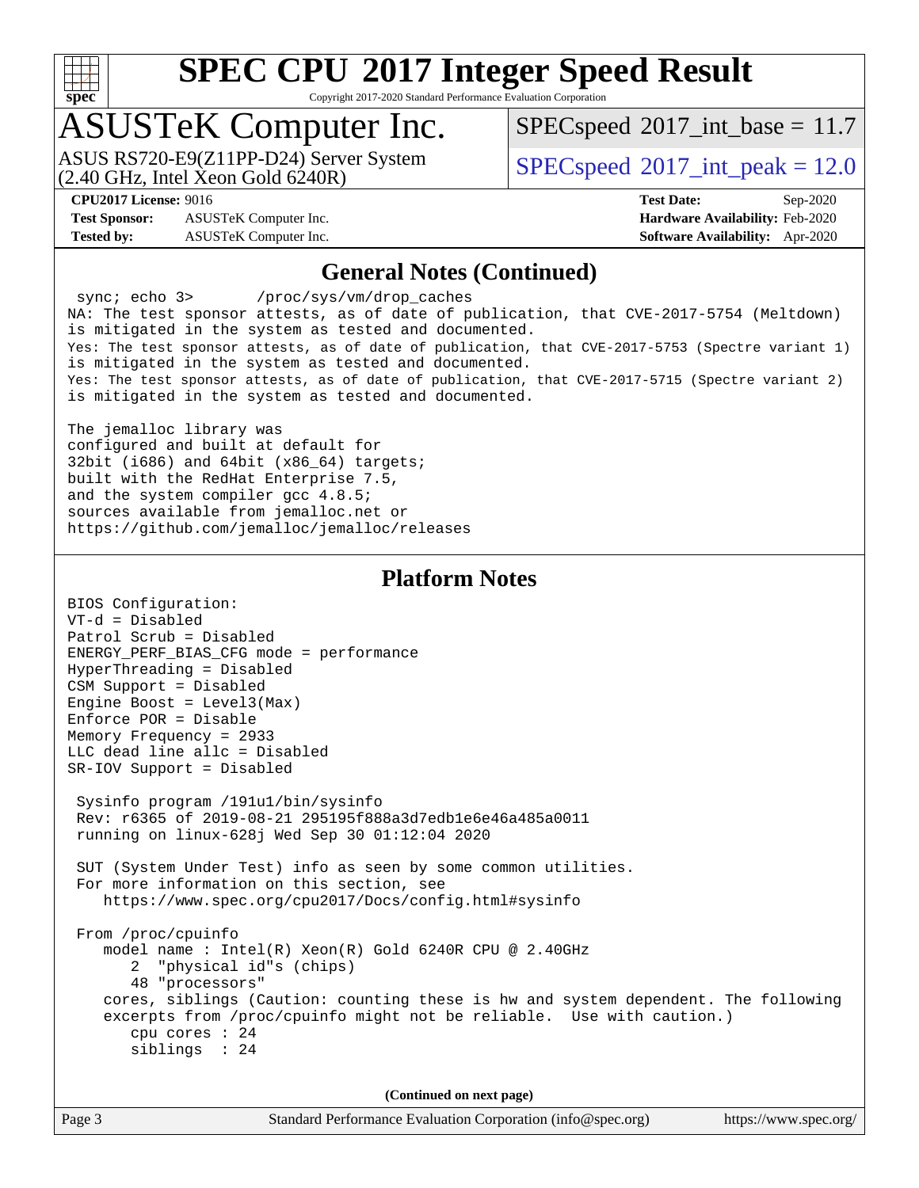# SPEC CPU 2017 Integer Speed Result

Copyright 2017-2020 Standard Performance Evaluation Corporation

# ASUSTeK Computer Inc.

ASUS RS720-E9(Z11PP-D24) Server System
(2.40 GHz, Intel Xeon Gold 6240R)

SPECspeed 2017_int_base = 11.7

SPECspeed 2017_int_peak = 12.0

**CPU2017 License:** 9016
**Test Sponsor:** ASUSTeK Computer Inc.
**Tested by:** ASUSTeK Computer Inc.

**Test Date:** Sep-2020
**Hardware Availability:** Feb-2020
**Software Availability:** Apr-2020

## General Notes (Continued)

```
 sync; echo 3>       /proc/sys/vm/drop_caches
NA: The test sponsor attests, as of date of publication, that CVE-2017-5754 (Meltdown)
is mitigated in the system as tested and documented.
Yes: The test sponsor attests, as of date of publication, that CVE-2017-5753 (Spectre variant 1)
is mitigated in the system as tested and documented.
Yes: The test sponsor attests, as of date of publication, that CVE-2017-5715 (Spectre variant 2)
is mitigated in the system as tested and documented.

The jemalloc library was
configured and built at default for
32bit (i686) and 64bit (x86_64) targets;
built with the RedHat Enterprise 7.5,
and the system compiler gcc 4.8.5;
sources available from jemalloc.net or
https://github.com/jemalloc/jemalloc/releases
```

## Platform Notes

```
BIOS Configuration:
VT-d = Disabled
Patrol Scrub = Disabled
ENERGY_PERF_BIAS_CFG mode = performance
HyperThreading = Disabled
CSM Support = Disabled
Engine Boost = Level3(Max)
Enforce POR = Disable
Memory Frequency = 2933
LLC dead line allc = Disabled
SR-IOV Support = Disabled

 Sysinfo program /191u1/bin/sysinfo
 Rev: r6365 of 2019-08-21 295195f888a3d7edb1e6e46a485a0011
 running on linux-628j Wed Sep 30 01:12:04 2020

 SUT (System Under Test) info as seen by some common utilities.
 For more information on this section, see
    https://www.spec.org/cpu2017/Docs/config.html#sysinfo

 From /proc/cpuinfo
    model name : Intel(R) Xeon(R) Gold 6240R CPU @ 2.40GHz
       2  "physical id"s (chips)
       48 "processors"
    cores, siblings (Caution: counting these is hw and system dependent. The following
    excerpts from /proc/cpuinfo might not be reliable.  Use with caution.)
       cpu cores : 24
       siblings  : 24
```

**(Continued on next page)**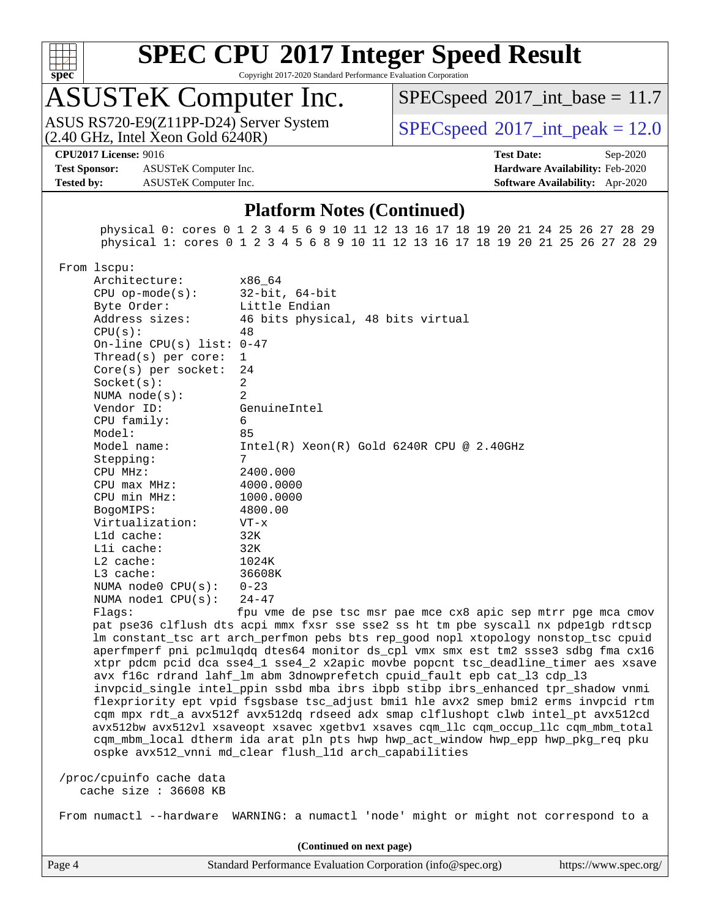## Platform Notes (Continued)

```
      physical 0: cores 0 1 2 3 4 5 6 9 10 11 12 13 16 17 18 19 20 21 24 25 26 27 28 29
      physical 1: cores 0 1 2 3 4 5 6 8 9 10 11 12 13 16 17 18 19 20 21 25 26 27 28 29

 From lscpu:
      Architecture:          x86_64
      CPU op-mode(s):        32-bit, 64-bit
      Byte Order:            Little Endian
      Address sizes:         46 bits physical, 48 bits virtual
      CPU(s):                48
      On-line CPU(s) list:   0-47
      Thread(s) per core:    1
      Core(s) per socket:    24
      Socket(s):             2
      NUMA node(s):          2
      Vendor ID:             GenuineIntel
      CPU family:            6
      Model:                 85
      Model name:            Intel(R) Xeon(R) Gold 6240R CPU @ 2.40GHz
      Stepping:              7
      CPU MHz:               2400.000
      CPU max MHz:           4000.0000
      CPU min MHz:           1000.0000
      BogoMIPS:              4800.00
      Virtualization:        VT-x
      L1d cache:             32K
      L1i cache:             32K
      L2 cache:              1024K
      L3 cache:              36608K
      NUMA node0 CPU(s):     0-23
      NUMA node1 CPU(s):     24-47
      Flags:                 fpu vme de pse tsc msr pae mce cx8 apic sep mtrr pge mca cmov
      pat pse36 clflush dts acpi mmx fxsr sse sse2 ss ht tm pbe syscall nx pdpe1gb rdtscp
      lm constant_tsc art arch_perfmon pebs bts rep_good nopl xtopology nonstop_tsc cpuid
      aperfmperf pni pclmulqdq dtes64 monitor ds_cpl vmx smx est tm2 ssse3 sdbg fma cx16
      xtpr pdcm pcid dca sse4_1 sse4_2 x2apic movbe popcnt tsc_deadline_timer aes xsave
      avx f16c rdrand lahf_lm abm 3dnowprefetch cpuid_fault epb cat_l3 cdp_l3
      invpcid_single intel_ppin ssbd mba ibrs ibpb stibp ibrs_enhanced tpr_shadow vnmi
      flexpriority ept vpid fsgsbase tsc_adjust bmi1 hle avx2 smep bmi2 erms invpcid rtm
      cqm mpx rdt_a avx512f avx512dq rdseed adx smap clflushopt clwb intel_pt avx512cd
      avx512bw avx512vl xsaveopt xsavec xgetbv1 xsaves cqm_llc cqm_occup_llc cqm_mbm_total
      cqm_mbm_local dtherm ida arat pln pts hwp hwp_act_window hwp_epp hwp_pkg_req pku
      ospke avx512_vnni md_clear flush_l1d arch_capabilities

 /proc/cpuinfo cache data
    cache size : 36608 KB

 From numactl --hardware  WARNING: a numactl 'node' might or might not correspond to a
```

(Continued on next page)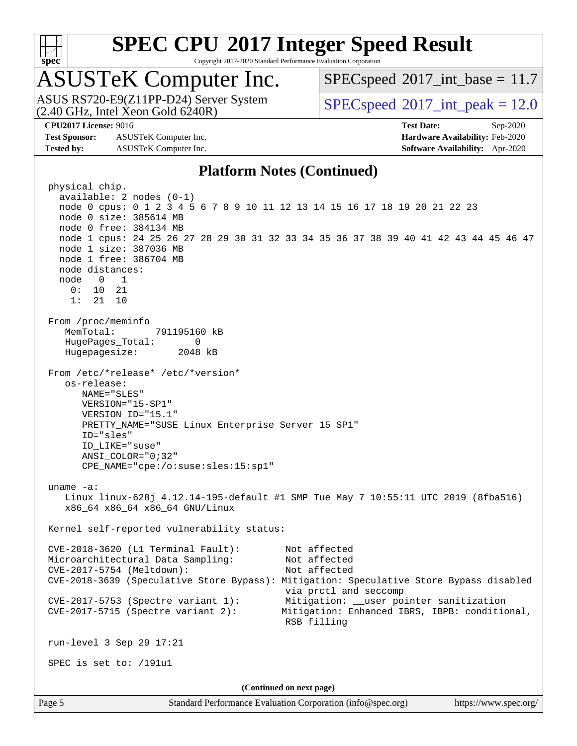## Platform Notes (Continued)

```
physical chip.
  available: 2 nodes (0-1)
  node 0 cpus: 0 1 2 3 4 5 6 7 8 9 10 11 12 13 14 15 16 17 18 19 20 21 22 23
  node 0 size: 385614 MB
  node 0 free: 384134 MB
  node 1 cpus: 24 25 26 27 28 29 30 31 32 33 34 35 36 37 38 39 40 41 42 43 44 45 46 47
  node 1 size: 387036 MB
  node 1 free: 386704 MB
  node distances:
  node   0   1
    0:  10  21
    1:  21  10

From /proc/meminfo
   MemTotal:       791195160 kB
   HugePages_Total:       0
   Hugepagesize:       2048 kB

From /etc/*release* /etc/*version*
   os-release:
      NAME="SLES"
      VERSION="15-SP1"
      VERSION_ID="15.1"
      PRETTY_NAME="SUSE Linux Enterprise Server 15 SP1"
      ID="sles"
      ID_LIKE="suse"
      ANSI_COLOR="0;32"
      CPE_NAME="cpe:/o:suse:sles:15:sp1"

uname -a:
   Linux linux-628j 4.12.14-195-default #1 SMP Tue May 7 10:55:11 UTC 2019 (8fba516)
   x86_64 x86_64 x86_64 GNU/Linux

Kernel self-reported vulnerability status:

CVE-2018-3620 (L1 Terminal Fault):         Not affected
Microarchitectural Data Sampling:          Not affected
CVE-2017-5754 (Meltdown):                  Not affected
CVE-2018-3639 (Speculative Store Bypass): Mitigation: Speculative Store Bypass disabled
                                           via prctl and seccomp
CVE-2017-5753 (Spectre variant 1):         Mitigation: __user pointer sanitization
CVE-2017-5715 (Spectre variant 2):        Mitigation: Enhanced IBRS, IBPB: conditional,
                                           RSB filling

run-level 3 Sep 29 17:21

SPEC is set to: /191u1
```

(Continued on next page)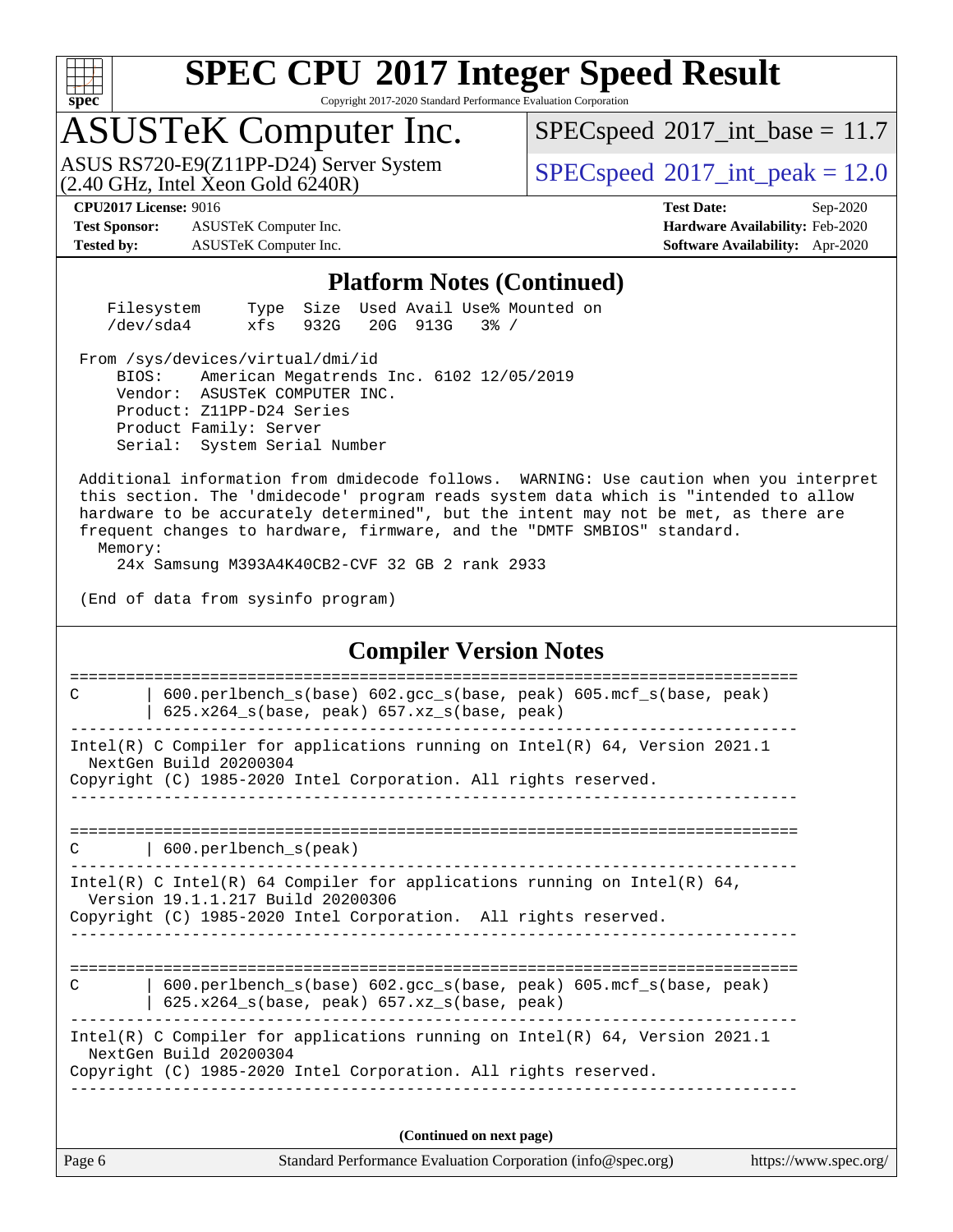# SPEC CPU 2017 Integer Speed Result

Copyright 2017-2020 Standard Performance Evaluation Corporation

## ASUSTeK Computer Inc.

ASUS RS720-E9(Z11PP-D24) Server System (2.40 GHz, Intel Xeon Gold 6240R)

SPECspeed 2017_int_base = 11.7

SPECspeed 2017_int_peak = 12.0

**CPU2017 License:** 9016
**Test Sponsor:** ASUSTeK Computer Inc.
**Tested by:** ASUSTeK Computer Inc.

**Test Date:** Sep-2020
**Hardware Availability:** Feb-2020
**Software Availability:** Apr-2020

## Platform Notes (Continued)

```
    Filesystem     Type  Size  Used Avail Use% Mounted on
    /dev/sda4      xfs   932G   20G  913G   3% /

 From /sys/devices/virtual/dmi/id
     BIOS:    American Megatrends Inc. 6102 12/05/2019
     Vendor:  ASUSTeK COMPUTER INC.
     Product: Z11PP-D24 Series
     Product Family: Server
     Serial:  System Serial Number

 Additional information from dmidecode follows.  WARNING: Use caution when you interpret
 this section. The 'dmidecode' program reads system data which is "intended to allow
 hardware to be accurately determined", but the intent may not be met, as there are
 frequent changes to hardware, firmware, and the "DMTF SMBIOS" standard.
   Memory:
     24x Samsung M393A4K40CB2-CVF 32 GB 2 rank 2933

 (End of data from sysinfo program)
```

## Compiler Version Notes

```
==============================================================================
C       | 600.perlbench_s(base) 602.gcc_s(base, peak) 605.mcf_s(base, peak)
        | 625.x264_s(base, peak) 657.xz_s(base, peak)
------------------------------------------------------------------------------
Intel(R) C Compiler for applications running on Intel(R) 64, Version 2021.1
  NextGen Build 20200304
Copyright (C) 1985-2020 Intel Corporation. All rights reserved.
------------------------------------------------------------------------------

==============================================================================
C       | 600.perlbench_s(peak)
------------------------------------------------------------------------------
Intel(R) C Intel(R) 64 Compiler for applications running on Intel(R) 64,
  Version 19.1.1.217 Build 20200306
Copyright (C) 1985-2020 Intel Corporation.  All rights reserved.
------------------------------------------------------------------------------

==============================================================================
C       | 600.perlbench_s(base) 602.gcc_s(base, peak) 605.mcf_s(base, peak)
        | 625.x264_s(base, peak) 657.xz_s(base, peak)
------------------------------------------------------------------------------
Intel(R) C Compiler for applications running on Intel(R) 64, Version 2021.1
  NextGen Build 20200304
Copyright (C) 1985-2020 Intel Corporation. All rights reserved.
------------------------------------------------------------------------------
```

**(Continued on next page)**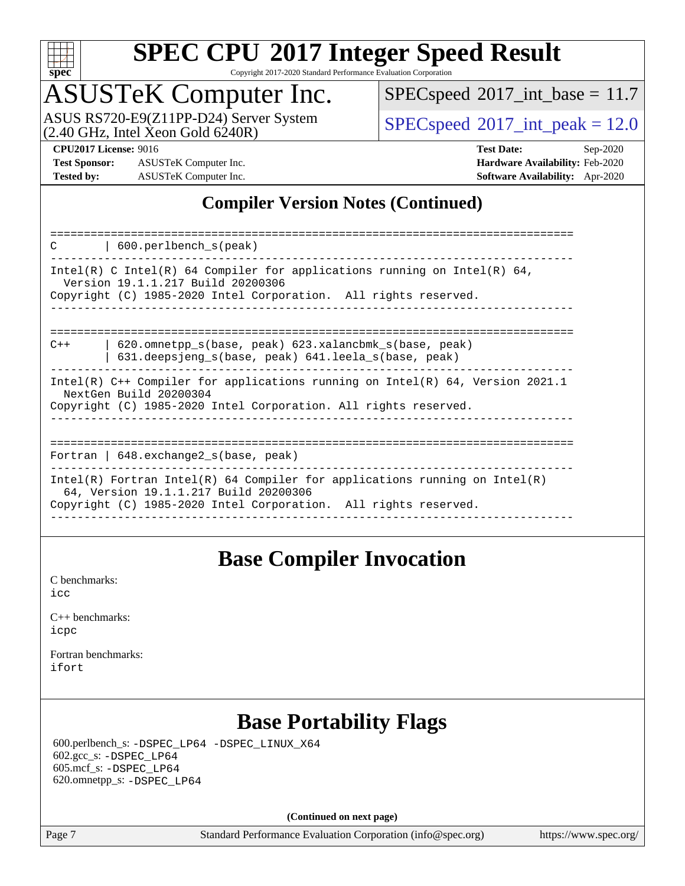## Compiler Version Notes (Continued)

```
==============================================================================
C       | 600.perlbench_s(peak)
------------------------------------------------------------------------------
Intel(R) C Intel(R) 64 Compiler for applications running on Intel(R) 64,
  Version 19.1.1.217 Build 20200306
Copyright (C) 1985-2020 Intel Corporation.  All rights reserved.
------------------------------------------------------------------------------

==============================================================================
C++     | 620.omnetpp_s(base, peak) 623.xalancbmk_s(base, peak)
        | 631.deepsjeng_s(base, peak) 641.leela_s(base, peak)
------------------------------------------------------------------------------
Intel(R) C++ Compiler for applications running on Intel(R) 64, Version 2021.1
  NextGen Build 20200304
Copyright (C) 1985-2020 Intel Corporation. All rights reserved.
------------------------------------------------------------------------------

==============================================================================
Fortran | 648.exchange2_s(base, peak)
------------------------------------------------------------------------------
Intel(R) Fortran Intel(R) 64 Compiler for applications running on Intel(R)
  64, Version 19.1.1.217 Build 20200306
Copyright (C) 1985-2020 Intel Corporation.  All rights reserved.
------------------------------------------------------------------------------
```

## Base Compiler Invocation

C benchmarks:
icc

C++ benchmarks:
icpc

Fortran benchmarks:
ifort

## Base Portability Flags

600.perlbench_s: -DSPEC_LP64 -DSPEC_LINUX_X64
602.gcc_s: -DSPEC_LP64
605.mcf_s: -DSPEC_LP64
620.omnetpp_s: -DSPEC_LP64

(Continued on next page)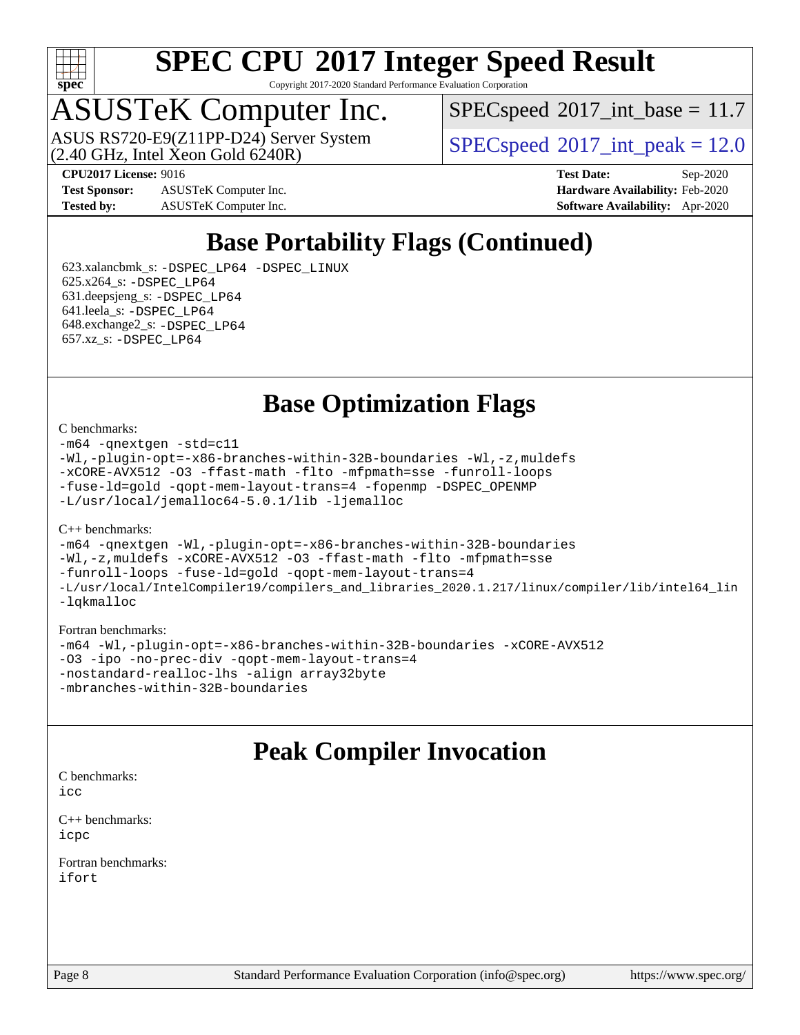# SPEC CPU 2017 Integer Speed Result

Copyright 2017-2020 Standard Performance Evaluation Corporation

## ASUSTeK Computer Inc.

ASUS RS720-E9(Z11PP-D24) Server System (2.40 GHz, Intel Xeon Gold 6240R)

SPECspeed 2017_int_base = 11.7

SPECspeed 2017_int_peak = 12.0

**CPU2017 License:** 9016 **Test Date:** Sep-2020

**Test Sponsor:** ASUSTeK Computer Inc. **Hardware Availability:** Feb-2020

**Tested by:** ASUSTeK Computer Inc. **Software Availability:** Apr-2020

## Base Portability Flags (Continued)

623.xalancbmk_s: `-DSPEC_LP64 -DSPEC_LINUX`
625.x264_s: `-DSPEC_LP64`
631.deepsjeng_s: `-DSPEC_LP64`
641.leela_s: `-DSPEC_LP64`
648.exchange2_s: `-DSPEC_LP64`
657.xz_s: `-DSPEC_LP64`

## Base Optimization Flags

C benchmarks:

```
-m64 -qnextgen -std=c11
-Wl,-plugin-opt=-x86-branches-within-32B-boundaries -Wl,-z,muldefs
-xCORE-AVX512 -O3 -ffast-math -flto -mfpmath=sse -funroll-loops
-fuse-ld=gold -qopt-mem-layout-trans=4 -fopenmp -DSPEC_OPENMP
-L/usr/local/jemalloc64-5.0.1/lib -ljemalloc
```

C++ benchmarks:

```
-m64 -qnextgen -Wl,-plugin-opt=-x86-branches-within-32B-boundaries
-Wl,-z,muldefs -xCORE-AVX512 -O3 -ffast-math -flto -mfpmath=sse
-funroll-loops -fuse-ld=gold -qopt-mem-layout-trans=4
-L/usr/local/IntelCompiler19/compilers_and_libraries_2020.1.217/linux/compiler/lib/intel64_lin
-lqkmalloc
```

Fortran benchmarks:

```
-m64 -Wl,-plugin-opt=-x86-branches-within-32B-boundaries -xCORE-AVX512
-O3 -ipo -no-prec-div -qopt-mem-layout-trans=4
-nostandard-realloc-lhs -align array32byte
-mbranches-within-32B-boundaries
```

## Peak Compiler Invocation

C benchmarks:
`icc`

C++ benchmarks:
`icpc`

Fortran benchmarks:
`ifort`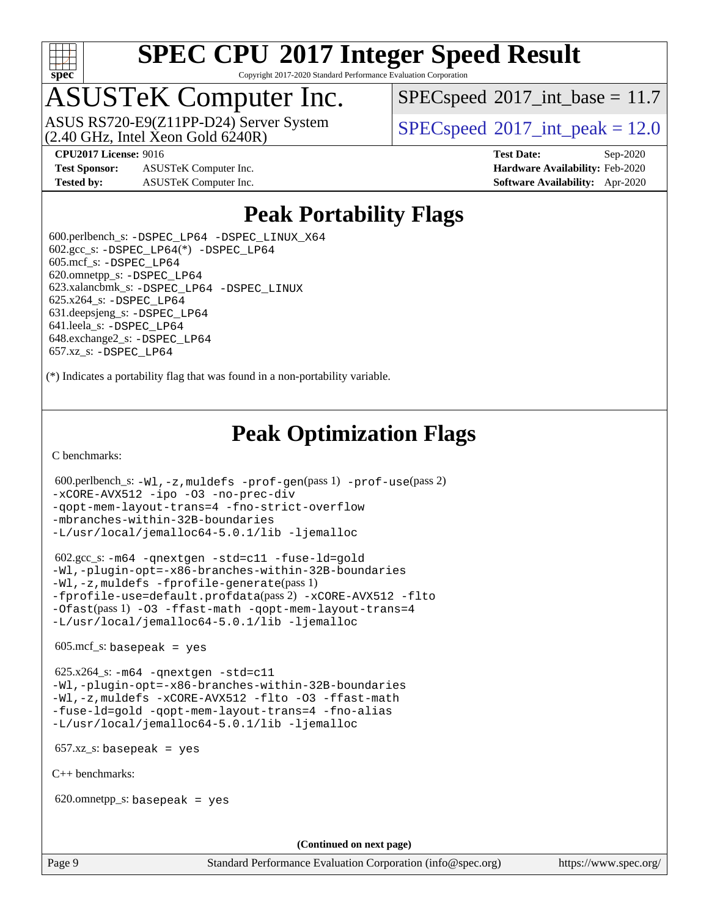# SPEC CPU 2017 Integer Speed Result

Copyright 2017-2020 Standard Performance Evaluation Corporation

## ASUSTeK Computer Inc.

ASUS RS720-E9(Z11PP-D24) Server System
(2.40 GHz, Intel Xeon Gold 6240R)

SPECspeed 2017_int_base = 11.7

SPECspeed 2017_int_peak = 12.0

**CPU2017 License:** 9016
**Test Sponsor:** ASUSTeK Computer Inc.
**Tested by:** ASUSTeK Computer Inc.

**Test Date:** Sep-2020
**Hardware Availability:** Feb-2020
**Software Availability:** Apr-2020

## Peak Portability Flags

600.perlbench_s: -DSPEC_LP64 -DSPEC_LINUX_X64
602.gcc_s: -DSPEC_LP64(*) -DSPEC_LP64
605.mcf_s: -DSPEC_LP64
620.omnetpp_s: -DSPEC_LP64
623.xalancbmk_s: -DSPEC_LP64 -DSPEC_LINUX
625.x264_s: -DSPEC_LP64
631.deepsjeng_s: -DSPEC_LP64
641.leela_s: -DSPEC_LP64
648.exchange2_s: -DSPEC_LP64
657.xz_s: -DSPEC_LP64

(*) Indicates a portability flag that was found in a non-portability variable.

## Peak Optimization Flags

C benchmarks:

600.perlbench_s: -Wl,-z,muldefs -prof-gen(pass 1) -prof-use(pass 2) -xCORE-AVX512 -ipo -O3 -no-prec-div -qopt-mem-layout-trans=4 -fno-strict-overflow -mbranches-within-32B-boundaries -L/usr/local/jemalloc64-5.0.1/lib -ljemalloc

602.gcc_s: -m64 -qnextgen -std=c11 -fuse-ld=gold -Wl,-plugin-opt=-x86-branches-within-32B-boundaries -Wl,-z,muldefs -fprofile-generate(pass 1) -fprofile-use=default.profdata(pass 2) -xCORE-AVX512 -flto -Ofast(pass 1) -O3 -ffast-math -qopt-mem-layout-trans=4 -L/usr/local/jemalloc64-5.0.1/lib -ljemalloc

605.mcf_s: basepeak = yes

625.x264_s: -m64 -qnextgen -std=c11 -Wl,-plugin-opt=-x86-branches-within-32B-boundaries -Wl,-z,muldefs -xCORE-AVX512 -flto -O3 -ffast-math -fuse-ld=gold -qopt-mem-layout-trans=4 -fno-alias -L/usr/local/jemalloc64-5.0.1/lib -ljemalloc

657.xz_s: basepeak = yes

C++ benchmarks:

620.omnetpp_s: basepeak = yes

**(Continued on next page)**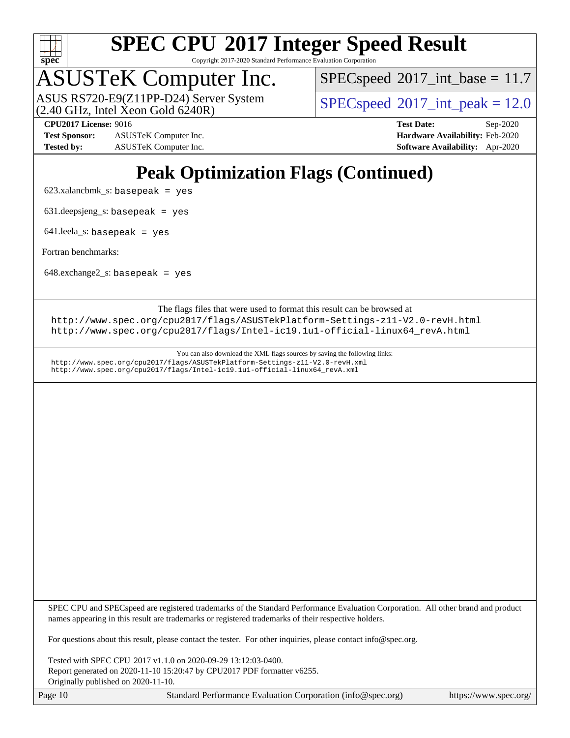# SPEC CPU 2017 Integer Speed Result

Copyright 2017-2020 Standard Performance Evaluation Corporation

## ASUSTeK Computer Inc.

ASUS RS720-E9(Z11PP-D24) Server System
(2.40 GHz, Intel Xeon Gold 6240R)

SPECspeed 2017_int_base = 11.7

SPECspeed 2017_int_peak = 12.0

**CPU2017 License:** 9016
**Test Sponsor:** ASUSTeK Computer Inc.
**Tested by:** ASUSTeK Computer Inc.

**Test Date:** Sep-2020
**Hardware Availability:** Feb-2020
**Software Availability:** Apr-2020

# Peak Optimization Flags (Continued)

623.xalancbmk_s: basepeak = yes

631.deepsjeng_s: basepeak = yes

641.leela_s: basepeak = yes

Fortran benchmarks:

648.exchange2_s: basepeak = yes

The flags files that were used to format this result can be browsed at
http://www.spec.org/cpu2017/flags/ASUSTekPlatform-Settings-z11-V2.0-revH.html
http://www.spec.org/cpu2017/flags/Intel-ic19.1u1-official-linux64_revA.html

You can also download the XML flags sources by saving the following links:
http://www.spec.org/cpu2017/flags/ASUSTekPlatform-Settings-z11-V2.0-revH.xml
http://www.spec.org/cpu2017/flags/Intel-ic19.1u1-official-linux64_revA.xml

SPEC CPU and SPECspeed are registered trademarks of the Standard Performance Evaluation Corporation. All other brand and product names appearing in this result are trademarks or registered trademarks of their respective holders.

For questions about this result, please contact the tester. For other inquiries, please contact info@spec.org.

Tested with SPEC CPU 2017 v1.1.0 on 2020-09-29 13:12:03-0400.
Report generated on 2020-11-10 15:20:47 by CPU2017 PDF formatter v6255.
Originally published on 2020-11-10.